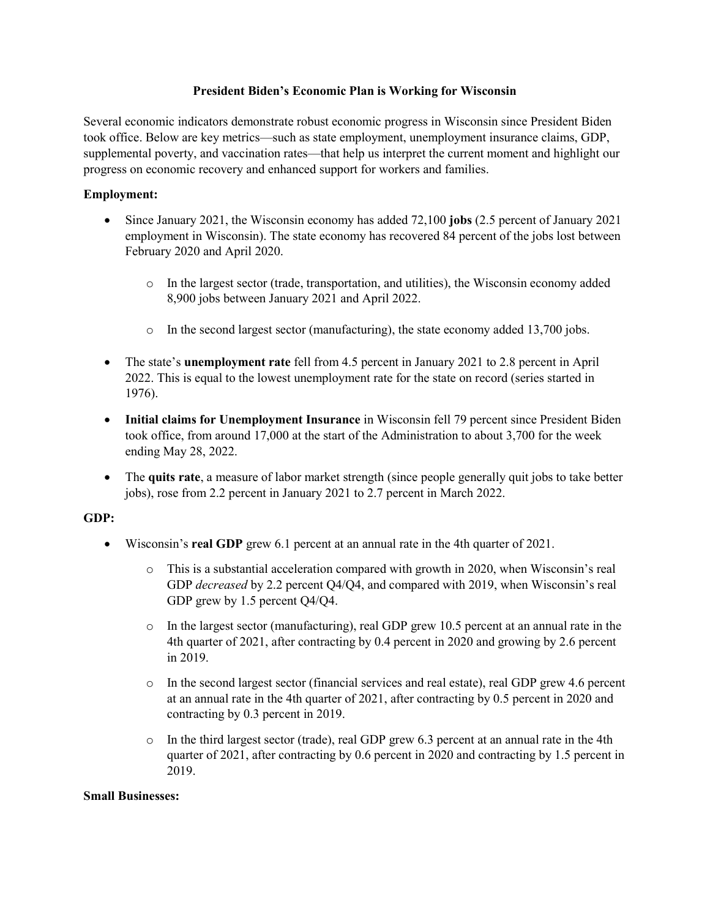# President Biden's Economic Plan is Working for Wisconsin

Several economic indicators demonstrate robust economic progress in Wisconsin since President Biden took office. Below are key metrics—such as state employment, unemployment insurance claims, GDP, supplemental poverty, and vaccination rates—that help us interpret the current moment and highlight our progress on economic recovery and enhanced support for workers and families.

**Employment:**

- Since January 2021, the Wisconsin economy has added 72,100 **jobs** (2.5 percent of January 2021 employment in Wisconsin). The state economy has recovered 84 percent of the jobs lost between February 2020 and April 2020.
    - In the largest sector (trade, transportation, and utilities), the Wisconsin economy added 8,900 jobs between January 2021 and April 2022.
    - In the second largest sector (manufacturing), the state economy added 13,700 jobs.
- The state's **unemployment rate** fell from 4.5 percent in January 2021 to 2.8 percent in April 2022. This is equal to the lowest unemployment rate for the state on record (series started in 1976).
- **Initial claims for Unemployment Insurance** in Wisconsin fell 79 percent since President Biden took office, from around 17,000 at the start of the Administration to about 3,700 for the week ending May 28, 2022.
- The **quits rate**, a measure of labor market strength (since people generally quit jobs to take better jobs), rose from 2.2 percent in January 2021 to 2.7 percent in March 2022.

**GDP:**

- Wisconsin's **real GDP** grew 6.1 percent at an annual rate in the 4th quarter of 2021.
    - This is a substantial acceleration compared with growth in 2020, when Wisconsin's real GDP *decreased* by 2.2 percent Q4/Q4, and compared with 2019, when Wisconsin's real GDP grew by 1.5 percent Q4/Q4.
    - In the largest sector (manufacturing), real GDP grew 10.5 percent at an annual rate in the 4th quarter of 2021, after contracting by 0.4 percent in 2020 and growing by 2.6 percent in 2019.
    - In the second largest sector (financial services and real estate), real GDP grew 4.6 percent at an annual rate in the 4th quarter of 2021, after contracting by 0.5 percent in 2020 and contracting by 0.3 percent in 2019.
    - In the third largest sector (trade), real GDP grew 6.3 percent at an annual rate in the 4th quarter of 2021, after contracting by 0.6 percent in 2020 and contracting by 1.5 percent in 2019.

**Small Businesses:**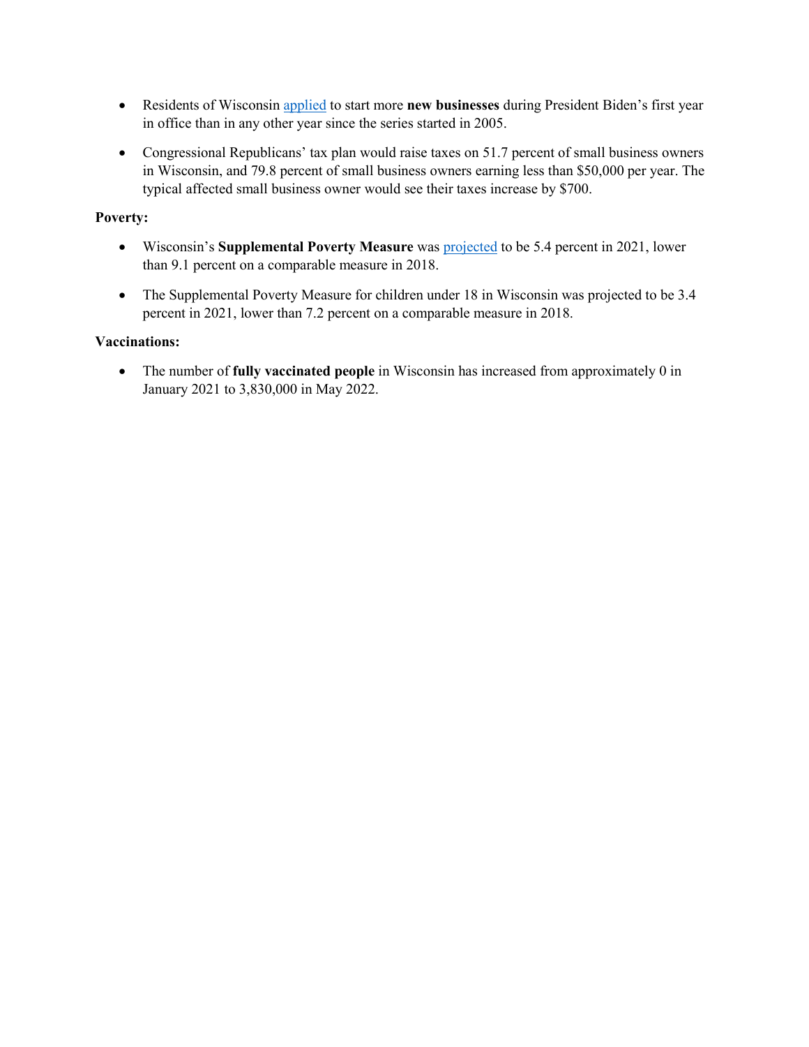- Residents of Wisconsin applied to start more **new businesses** during President Biden's first year in office than in any other year since the series started in 2005.
- Congressional Republicans' tax plan would raise taxes on 51.7 percent of small business owners in Wisconsin, and 79.8 percent of small business owners earning less than $50,000 per year. The typical affected small business owner would see their taxes increase by $700.

**Poverty:**

- Wisconsin's **Supplemental Poverty Measure** was projected to be 5.4 percent in 2021, lower than 9.1 percent on a comparable measure in 2018.
- The Supplemental Poverty Measure for children under 18 in Wisconsin was projected to be 3.4 percent in 2021, lower than 7.2 percent on a comparable measure in 2018.

**Vaccinations:**

- The number of **fully vaccinated people** in Wisconsin has increased from approximately 0 in January 2021 to 3,830,000 in May 2022.